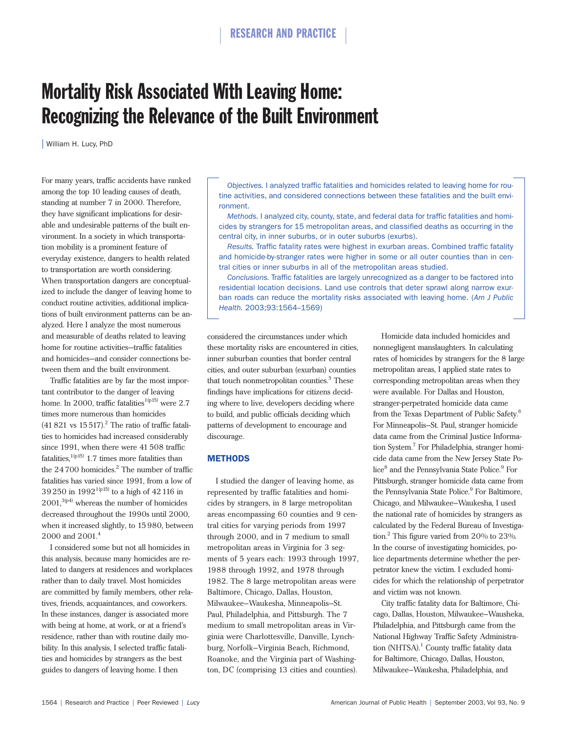# Mortality Risk Associated With Leaving Home: Recognizing the Relevance of the Built Environment

William H. Lucy, PhD

*Objectives.* I analyzed traffic fatalities and homicides related to leaving home for routine activities, and considered connections between these fatalities and the built environment.

*Methods.* I analyzed city, county, state, and federal data for traffic fatalities and homicides by strangers for 15 metropolitan areas, and classified deaths as occurring in the central city, in inner suburbs, or in outer suburbs (exurbs).

*Results.* Traffic fatality rates were highest in exurban areas. Combined traffic fatality and homicide-by-stranger rates were higher in some or all outer counties than in central cities or inner suburbs in all of the metropolitan areas studied.

*Conclusions.* Traffic fatalities are largely unrecognized as a danger to be factored into residential location decisions. Land use controls that deter sprawl along narrow exurban roads can reduce the mortality risks associated with leaving home. (*Am J Public Health.* 2003;93:1564–1569)

For many years, traffic accidents have ranked among the top 10 leading causes of death, standing at number 7 in 2000. Therefore, they have significant implications for desirable and undesirable patterns of the built environment. In a society in which transportation mobility is a prominent feature of everyday existence, dangers to health related to transportation are worth considering. When transportation dangers are conceptualized to include the danger of leaving home to conduct routine activities, additional implications of built environment patterns can be analyzed. Here I analyze the most numerous and measurable of deaths related to leaving home for routine activities—traffic fatalities and homicides—and consider connections between them and the built environment.

Traffic fatalities are by far the most important contributor to the danger of leaving home. In 2000, traffic fatalities[1(p15)] were 2.7 times more numerous than homicides (41 821 vs 15 517).[2] The ratio of traffic fatalities to homicides had increased considerably since 1991, when there were 41 508 traffic fatalities,[1(p15)] 1.7 times more fatalities than the 24 700 homicides.[2] The number of traffic fatalities has varied since 1991, from a low of 39 250 in 1992[1(p15)] to a high of 42 116 in 2001,[3(p4)] whereas the number of homicides decreased throughout the 1990s until 2000, when it increased slightly, to 15 980, between 2000 and 2001.[4]

I considered some but not all homicides in this analysis, because many homicides are related to dangers at residences and workplaces rather than to daily travel. Most homicides are committed by family members, other relatives, friends, acquaintances, and coworkers. In these instances, danger is associated more with being at home, at work, or at a friend's residence, rather than with routine daily mobility. In this analysis, I selected traffic fatalities and homicides by strangers as the best guides to dangers of leaving home. I then considered the circumstances under which these mortality risks are encountered in cities, inner suburban counties that border central cities, and outer suburban (exurban) counties that touch nonmetropolitan counties.[5] These findings have implications for citizens deciding where to live, developers deciding where to build, and public officials deciding which patterns of development to encourage and discourage.

## METHODS

I studied the danger of leaving home, as represented by traffic fatalities and homicides by strangers, in 8 large metropolitan areas encompassing 60 counties and 9 central cities for varying periods from 1997 through 2000, and in 7 medium to small metropolitan areas in Virginia for 3 segments of 5 years each: 1993 through 1997, 1988 through 1992, and 1978 through 1982. The 8 large metropolitan areas were Baltimore, Chicago, Dallas, Houston, Milwaukee–Waukesha, Minneapolis–St. Paul, Philadelphia, and Pittsburgh. The 7 medium to small metropolitan areas in Virginia were Charlottesville, Danville, Lynchburg, Norfolk–Virginia Beach, Richmond, Roanoke, and the Virginia part of Washington, DC (comprising 13 cities and counties).

Homicide data included homicides and nonnegligent manslaughters. In calculating rates of homicides by strangers for the 8 large metropolitan areas, I applied state rates to corresponding metropolitan areas when they were available. For Dallas and Houston, stranger-perpetrated homicide data came from the Texas Department of Public Safety.[6] For Minneapolis–St. Paul, stranger homicide data came from the Criminal Justice Information System.[7] For Philadelphia, stranger homicide data came from the New Jersey State Police[8] and the Pennsylvania State Police.[9] For Pittsburgh, stranger homicide data came from the Pennsylvania State Police.[9] For Baltimore, Chicago, and Milwaukee–Waukesha, I used the national rate of homicides by strangers as calculated by the Federal Bureau of Investigation.[2] This figure varied from 20% to 23%. In the course of investigating homicides, police departments determine whether the perpetrator knew the victim. I excluded homicides for which the relationship of perpetrator and victim was not known.

City traffic fatality data for Baltimore, Chicago, Dallas, Houston, Milwaukee–Wausheka, Philadelphia, and Pittsburgh came from the National Highway Traffic Safety Administration (NHTSA).[1] County traffic fatality data for Baltimore, Chicago, Dallas, Houston, Milwaukee–Waukesha, Philadelphia, and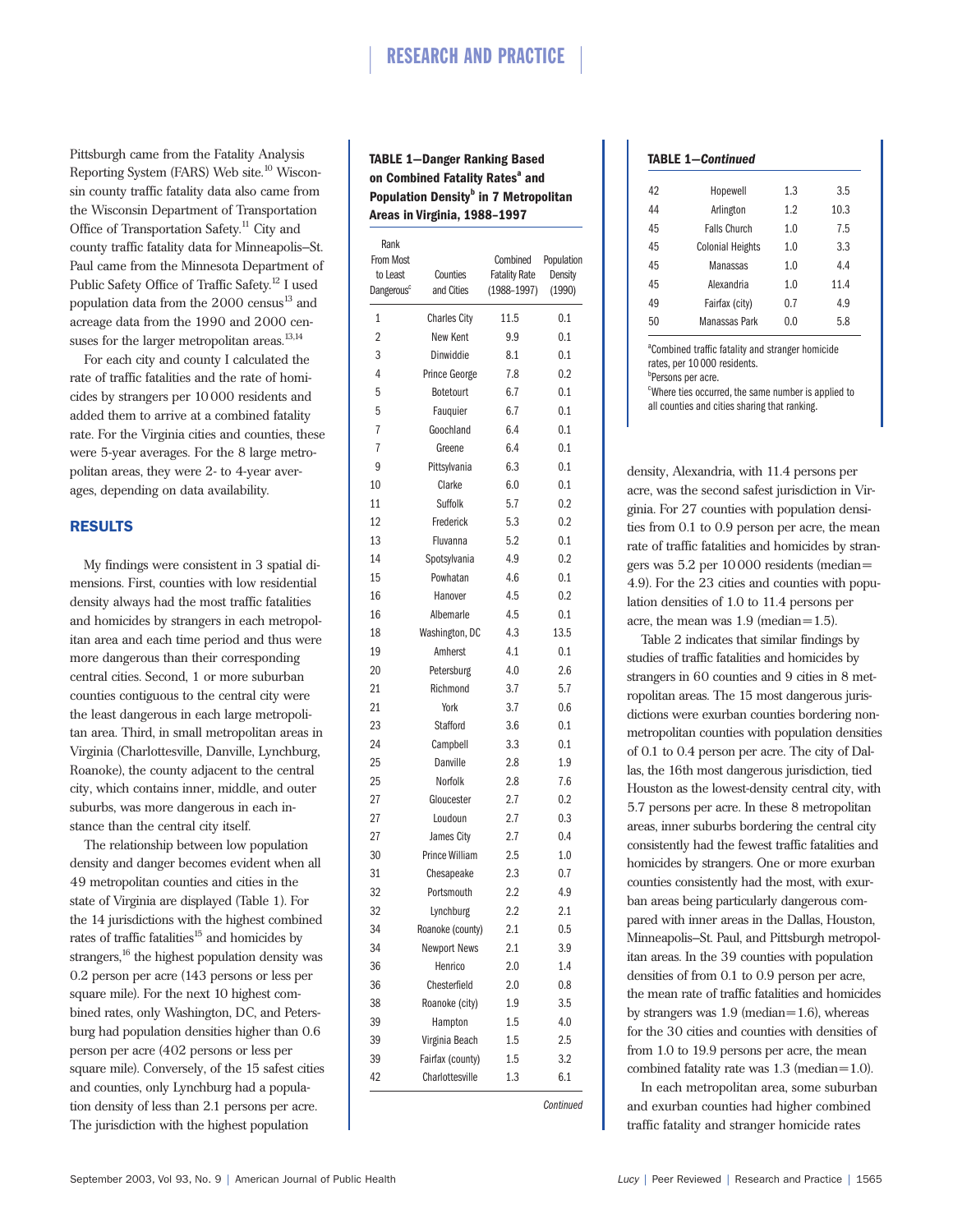Pittsburgh came from the Fatality Analysis Reporting System (FARS) Web site.[10] Wisconsin county traffic fatality data also came from the Wisconsin Department of Transportation Office of Transportation Safety.[11] City and county traffic fatality data for Minneapolis–St. Paul came from the Minnesota Department of Public Safety Office of Traffic Safety.[12] I used population data from the 2000 census[13] and acreage data from the 1990 and 2000 censuses for the larger metropolitan areas.[13,14]

For each city and county I calculated the rate of traffic fatalities and the rate of homicides by strangers per 10 000 residents and added them to arrive at a combined fatality rate. For the Virginia cities and counties, these were 5-year averages. For the 8 large metropolitan areas, they were 2- to 4-year averages, depending on data availability.

## RESULTS

My findings were consistent in 3 spatial dimensions. First, counties with low residential density always had the most traffic fatalities and homicides by strangers in each metropolitan area and each time period and thus were more dangerous than their corresponding central cities. Second, 1 or more suburban counties contiguous to the central city were the least dangerous in each large metropolitan area. Third, in small metropolitan areas in Virginia (Charlottesville, Danville, Lynchburg, Roanoke), the county adjacent to the central city, which contains inner, middle, and outer suburbs, was more dangerous in each instance than the central city itself.

The relationship between low population density and danger becomes evident when all 49 metropolitan counties and cities in the state of Virginia are displayed (Table 1). For the 14 jurisdictions with the highest combined rates of traffic fatalities[15] and homicides by strangers,[16] the highest population density was 0.2 person per acre (143 persons or less per square mile). For the next 10 highest combined rates, only Washington, DC, and Petersburg had population densities higher than 0.6 person per acre (402 persons or less per square mile). Conversely, of the 15 safest cities and counties, only Lynchburg had a population density of less than 2.1 persons per acre. The jurisdiction with the highest population density, Alexandria, with 11.4 persons per acre, was the second safest jurisdiction in Virginia. For 27 counties with population densities from 0.1 to 0.9 person per acre, the mean rate of traffic fatalities and homicides by strangers was 5.2 per 10 000 residents (median = 4.9). For the 23 cities and counties with population densities of 1.0 to 11.4 persons per acre, the mean was 1.9 (median = 1.5).

**TABLE 1—Danger Ranking Based on Combined Fatality Rates[a] and Population Density[b] in 7 Metropolitan Areas in Virginia, 1988–1997**

| Rank From Most to Least Dangerous[c] | Counties and Cities | Combined Fatality Rate (1988–1997) | Population Density (1990) |
|---|---|---|---|
| 1 | Charles City | 11.5 | 0.1 |
| 2 | New Kent | 9.9 | 0.1 |
| 3 | Dinwiddie | 8.1 | 0.1 |
| 4 | Prince George | 7.8 | 0.2 |
| 5 | Botetourt | 6.7 | 0.1 |
| 5 | Fauquier | 6.7 | 0.1 |
| 7 | Goochland | 6.4 | 0.1 |
| 7 | Greene | 6.4 | 0.1 |
| 9 | Pittsylvania | 6.3 | 0.1 |
| 10 | Clarke | 6.0 | 0.1 |
| 11 | Suffolk | 5.7 | 0.2 |
| 12 | Frederick | 5.3 | 0.2 |
| 13 | Fluvanna | 5.2 | 0.1 |
| 14 | Spotsylvania | 4.9 | 0.2 |
| 15 | Powhatan | 4.6 | 0.1 |
| 16 | Hanover | 4.5 | 0.2 |
| 16 | Albemarle | 4.5 | 0.1 |
| 18 | Washington, DC | 4.3 | 13.5 |
| 19 | Amherst | 4.1 | 0.1 |
| 20 | Petersburg | 4.0 | 2.6 |
| 21 | Richmond | 3.7 | 5.7 |
| 21 | York | 3.7 | 0.6 |
| 23 | Stafford | 3.6 | 0.1 |
| 24 | Campbell | 3.3 | 0.1 |
| 25 | Danville | 2.8 | 1.9 |
| 25 | Norfolk | 2.8 | 7.6 |
| 27 | Gloucester | 2.7 | 0.2 |
| 27 | Loudoun | 2.7 | 0.3 |
| 27 | James City | 2.7 | 0.4 |
| 30 | Prince William | 2.5 | 1.0 |
| 31 | Chesapeake | 2.3 | 0.7 |
| 32 | Portsmouth | 2.2 | 4.9 |
| 32 | Lynchburg | 2.2 | 2.1 |
| 34 | Roanoke (county) | 2.1 | 0.5 |
| 34 | Newport News | 2.1 | 3.9 |
| 36 | Henrico | 2.0 | 1.4 |
| 36 | Chesterfield | 2.0 | 0.8 |
| 38 | Roanoke (city) | 1.9 | 3.5 |
| 39 | Hampton | 1.5 | 4.0 |
| 39 | Virginia Beach | 1.5 | 2.5 |
| 39 | Fairfax (county) | 1.5 | 3.2 |
| 42 | Charlottesville | 1.3 | 6.1 |
| 42 | Hopewell | 1.3 | 3.5 |
| 44 | Arlington | 1.2 | 10.3 |
| 45 | Falls Church | 1.0 | 7.5 |
| 45 | Colonial Heights | 1.0 | 3.3 |
| 45 | Manassas | 1.0 | 4.4 |
| 45 | Alexandria | 1.0 | 11.4 |
| 49 | Fairfax (city) | 0.7 | 4.9 |
| 50 | Manassas Park | 0.0 | 5.8 |

[a]Combined traffic fatality and stranger homicide rates, per 10 000 residents.
[b]Persons per acre.
[c]Where ties occurred, the same number is applied to all counties and cities sharing that ranking.

Table 2 indicates that similar findings by studies of traffic fatalities and homicides by strangers in 60 counties and 9 cities in 8 metropolitan areas. The 15 most dangerous jurisdictions were exurban counties bordering nonmetropolitan counties with population densities of 0.1 to 0.4 person per acre. The city of Dallas, the 16th most dangerous jurisdiction, tied Houston as the lowest-density central city, with 5.7 persons per acre. In these 8 metropolitan areas, inner suburbs bordering the central city consistently had the fewest traffic fatalities and homicides by strangers. One or more exurban counties consistently had the most, with exurban areas being particularly dangerous compared with inner areas in the Dallas, Houston, Minneapolis–St. Paul, and Pittsburgh metropolitan areas. In the 39 counties with population densities of from 0.1 to 0.9 person per acre, the mean rate of traffic fatalities and homicides by strangers was 1.9 (median = 1.6), whereas for the 30 cities and counties with densities of from 1.0 to 19.9 persons per acre, the mean combined fatality rate was 1.3 (median = 1.0).

In each metropolitan area, some suburban and exurban counties had higher combined traffic fatality and stranger homicide rates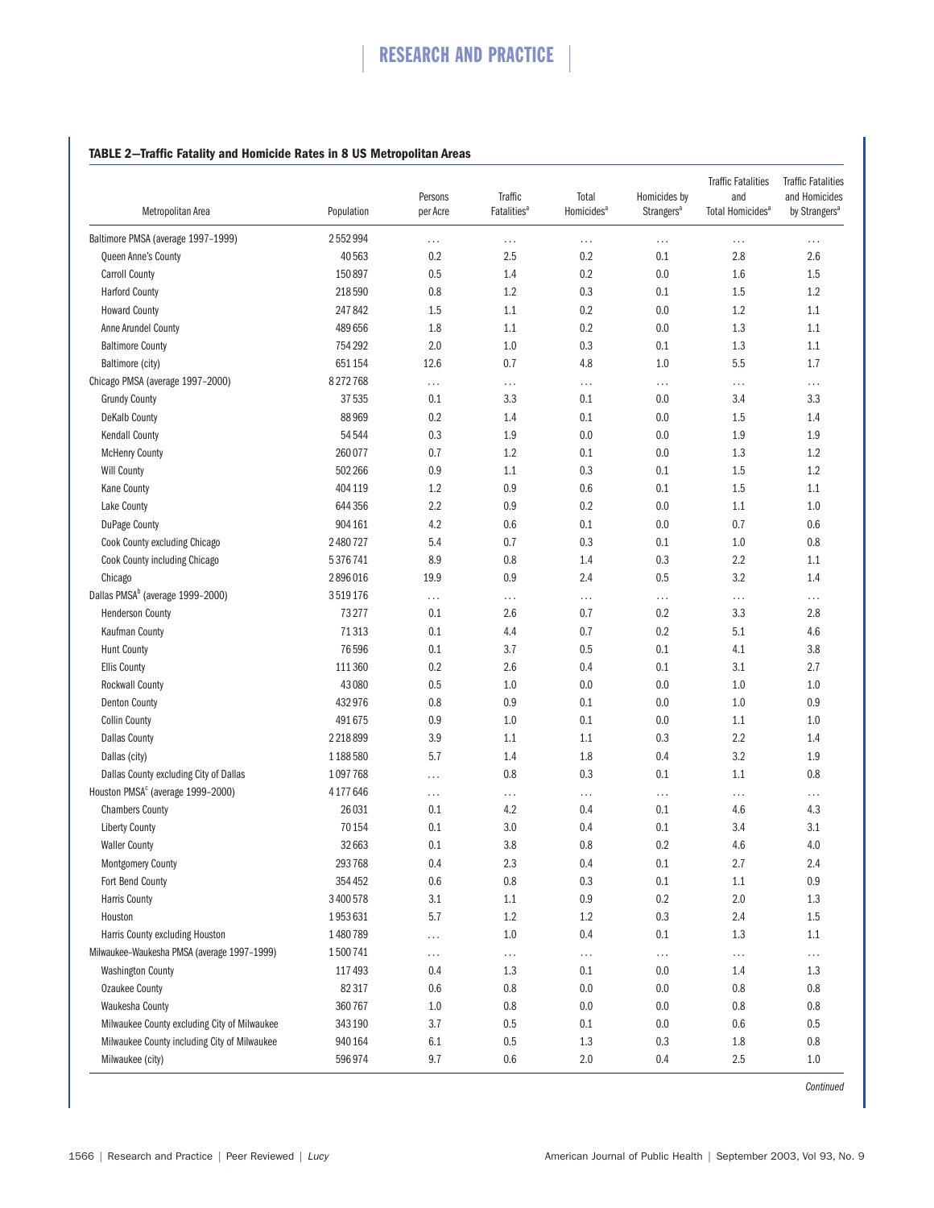**TABLE 2—Traffic Fatality and Homicide Rates in 8 US Metropolitan Areas**

| Metropolitan Area | Population | Persons per Acre | Traffic Fatalities[a] | Total Homicides[a] | Homicides by Strangers[a] | Traffic Fatalities and Total Homicides[a] | Traffic Fatalities and Homicides by Strangers[a] |
|---|---|---|---|---|---|---|---|
| Baltimore PMSA (average 1997–1999) | 2552994 | . . . | . . . | . . . | . . . | . . . | . . . |
| Queen Anne's County | 40563 | 0.2 | 2.5 | 0.2 | 0.1 | 2.8 | 2.6 |
| Carroll County | 150897 | 0.5 | 1.4 | 0.2 | 0.0 | 1.6 | 1.5 |
| Harford County | 218590 | 0.8 | 1.2 | 0.3 | 0.1 | 1.5 | 1.2 |
| Howard County | 247842 | 1.5 | 1.1 | 0.2 | 0.0 | 1.2 | 1.1 |
| Anne Arundel County | 489656 | 1.8 | 1.1 | 0.2 | 0.0 | 1.3 | 1.1 |
| Baltimore County | 754292 | 2.0 | 1.0 | 0.3 | 0.1 | 1.3 | 1.1 |
| Baltimore (city) | 651154 | 12.6 | 0.7 | 4.8 | 1.0 | 5.5 | 1.7 |
| Chicago PMSA (average 1997–2000) | 8272768 | . . . | . . . | . . . | . . . | . . . | . . . |
| Grundy County | 37535 | 0.1 | 3.3 | 0.1 | 0.0 | 3.4 | 3.3 |
| DeKalb County | 88969 | 0.2 | 1.4 | 0.1 | 0.0 | 1.5 | 1.4 |
| Kendall County | 54544 | 0.3 | 1.9 | 0.0 | 0.0 | 1.9 | 1.9 |
| McHenry County | 260077 | 0.7 | 1.2 | 0.1 | 0.0 | 1.3 | 1.2 |
| Will County | 502266 | 0.9 | 1.1 | 0.3 | 0.1 | 1.5 | 1.2 |
| Kane County | 404119 | 1.2 | 0.9 | 0.6 | 0.1 | 1.5 | 1.1 |
| Lake County | 644356 | 2.2 | 0.9 | 0.2 | 0.0 | 1.1 | 1.0 |
| DuPage County | 904161 | 4.2 | 0.6 | 0.1 | 0.0 | 0.7 | 0.6 |
| Cook County excluding Chicago | 2480727 | 5.4 | 0.7 | 0.3 | 0.1 | 1.0 | 0.8 |
| Cook County including Chicago | 5376741 | 8.9 | 0.8 | 1.4 | 0.3 | 2.2 | 1.1 |
| Chicago | 2896016 | 19.9 | 0.9 | 2.4 | 0.5 | 3.2 | 1.4 |
| Dallas PMSA[b] (average 1999–2000) | 3519176 | . . . | . . . | . . . | . . . | . . . | . . . |
| Henderson County | 73277 | 0.1 | 2.6 | 0.7 | 0.2 | 3.3 | 2.8 |
| Kaufman County | 71313 | 0.1 | 4.4 | 0.7 | 0.2 | 5.1 | 4.6 |
| Hunt County | 76596 | 0.1 | 3.7 | 0.5 | 0.1 | 4.1 | 3.8 |
| Ellis County | 111360 | 0.2 | 2.6 | 0.4 | 0.1 | 3.1 | 2.7 |
| Rockwall County | 43080 | 0.5 | 1.0 | 0.0 | 0.0 | 1.0 | 1.0 |
| Denton County | 432976 | 0.8 | 0.9 | 0.1 | 0.0 | 1.0 | 0.9 |
| Collin County | 491675 | 0.9 | 1.0 | 0.1 | 0.0 | 1.1 | 1.0 |
| Dallas County | 2218899 | 3.9 | 1.1 | 1.1 | 0.3 | 2.2 | 1.4 |
| Dallas (city) | 1188580 | 5.7 | 1.4 | 1.8 | 0.4 | 3.2 | 1.9 |
| Dallas County excluding City of Dallas | 1097768 | . . . | 0.8 | 0.3 | 0.1 | 1.1 | 0.8 |
| Houston PMSA[c] (average 1999–2000) | 4177646 | . . . | . . . | . . . | . . . | . . . | . . . |
| Chambers County | 26031 | 0.1 | 4.2 | 0.4 | 0.1 | 4.6 | 4.3 |
| Liberty County | 70154 | 0.1 | 3.0 | 0.4 | 0.1 | 3.4 | 3.1 |
| Waller County | 32663 | 0.1 | 3.8 | 0.8 | 0.2 | 4.6 | 4.0 |
| Montgomery County | 293768 | 0.4 | 2.3 | 0.4 | 0.1 | 2.7 | 2.4 |
| Fort Bend County | 354452 | 0.6 | 0.8 | 0.3 | 0.1 | 1.1 | 0.9 |
| Harris County | 3400578 | 3.1 | 1.1 | 0.9 | 0.2 | 2.0 | 1.3 |
| Houston | 1953631 | 5.7 | 1.2 | 1.2 | 0.3 | 2.4 | 1.5 |
| Harris County excluding Houston | 1480789 | . . . | 1.0 | 0.4 | 0.1 | 1.3 | 1.1 |
| Milwaukee–Waukesha PMSA (average 1997–1999) | 1500741 | . . . | . . . | . . . | . . . | . . . | . . . |
| Washington County | 117493 | 0.4 | 1.3 | 0.1 | 0.0 | 1.4 | 1.3 |
| Ozaukee County | 82317 | 0.6 | 0.8 | 0.0 | 0.0 | 0.8 | 0.8 |
| Waukesha County | 360767 | 1.0 | 0.8 | 0.0 | 0.0 | 0.8 | 0.8 |
| Milwaukee County excluding City of Milwaukee | 343190 | 3.7 | 0.5 | 0.1 | 0.0 | 0.6 | 0.5 |
| Milwaukee County including City of Milwaukee | 940164 | 6.1 | 0.5 | 1.3 | 0.3 | 1.8 | 0.8 |
| Milwaukee (city) | 596974 | 9.7 | 0.6 | 2.0 | 0.4 | 2.5 | 1.0 |

*Continued*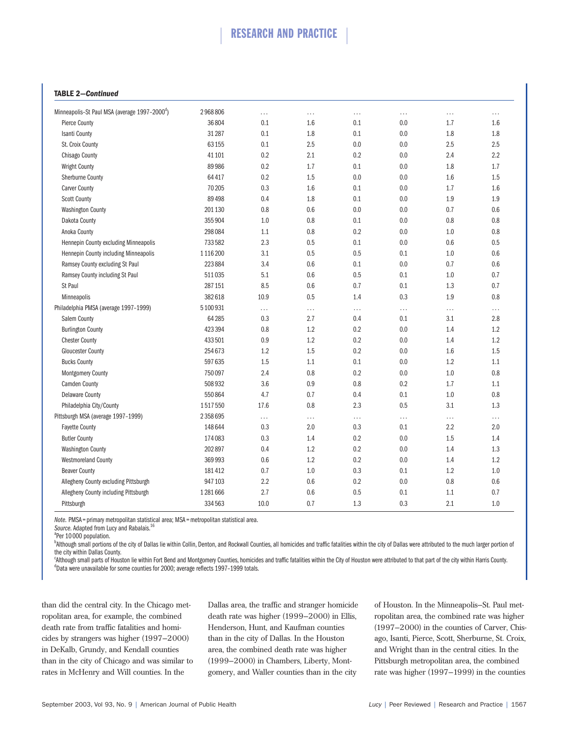**TABLE 2—Continued**

| | | | | | | | |
|---|---|---|---|---|---|---|---|
| Minneapolis–St Paul MSA (average 1997–2000[d]) | 2 968 806 | . . . | . . . | . . . | . . . | . . . | . . . |
| Pierce County | 36 804 | 0.1 | 1.6 | 0.1 | 0.0 | 1.7 | 1.6 |
| Isanti County | 31 287 | 0.1 | 1.8 | 0.1 | 0.0 | 1.8 | 1.8 |
| St. Croix County | 63 155 | 0.1 | 2.5 | 0.0 | 0.0 | 2.5 | 2.5 |
| Chisago County | 41 101 | 0.2 | 2.1 | 0.2 | 0.0 | 2.4 | 2.2 |
| Wright County | 89 986 | 0.2 | 1.7 | 0.1 | 0.0 | 1.8 | 1.7 |
| Sherburne County | 64 417 | 0.2 | 1.5 | 0.0 | 0.0 | 1.6 | 1.5 |
| Carver County | 70 205 | 0.3 | 1.6 | 0.1 | 0.0 | 1.7 | 1.6 |
| Scott County | 89 498 | 0.4 | 1.8 | 0.1 | 0.0 | 1.9 | 1.9 |
| Washington County | 201 130 | 0.8 | 0.6 | 0.0 | 0.0 | 0.7 | 0.6 |
| Dakota County | 355 904 | 1.0 | 0.8 | 0.1 | 0.0 | 0.8 | 0.8 |
| Anoka County | 298 084 | 1.1 | 0.8 | 0.2 | 0.0 | 1.0 | 0.8 |
| Hennepin County excluding Minneapolis | 733 582 | 2.3 | 0.5 | 0.1 | 0.0 | 0.6 | 0.5 |
| Hennepin County including Minneapolis | 1 116 200 | 3.1 | 0.5 | 0.5 | 0.1 | 1.0 | 0.6 |
| Ramsey County excluding St Paul | 223 884 | 3.4 | 0.6 | 0.1 | 0.0 | 0.7 | 0.6 |
| Ramsey County including St Paul | 511 035 | 5.1 | 0.6 | 0.5 | 0.1 | 1.0 | 0.7 |
| St Paul | 287 151 | 8.5 | 0.6 | 0.7 | 0.1 | 1.3 | 0.7 |
| Minneapolis | 382 618 | 10.9 | 0.5 | 1.4 | 0.3 | 1.9 | 0.8 |
| Philadelphia PMSA (average 1997–1999) | 5 100 931 | . . . | . . . | . . . | . . . | . . . | . . . |
| Salem County | 64 285 | 0.3 | 2.7 | 0.4 | 0.1 | 3.1 | 2.8 |
| Burlington County | 423 394 | 0.8 | 1.2 | 0.2 | 0.0 | 1.4 | 1.2 |
| Chester County | 433 501 | 0.9 | 1.2 | 0.2 | 0.0 | 1.4 | 1.2 |
| Gloucester County | 254 673 | 1.2 | 1.5 | 0.2 | 0.0 | 1.6 | 1.5 |
| Bucks County | 597 635 | 1.5 | 1.1 | 0.1 | 0.0 | 1.2 | 1.1 |
| Montgomery County | 750 097 | 2.4 | 0.8 | 0.2 | 0.0 | 1.0 | 0.8 |
| Camden County | 508 932 | 3.6 | 0.9 | 0.8 | 0.2 | 1.7 | 1.1 |
| Delaware County | 550 864 | 4.7 | 0.7 | 0.4 | 0.1 | 1.0 | 0.8 |
| Philadelphia City/County | 1 517 550 | 17.6 | 0.8 | 2.3 | 0.5 | 3.1 | 1.3 |
| Pittsburgh MSA (average 1997–1999) | 2 358 695 | . . . | . . . | . . . | . . . | . . . | . . . |
| Fayette County | 148 644 | 0.3 | 2.0 | 0.3 | 0.1 | 2.2 | 2.0 |
| Butler County | 174 083 | 0.3 | 1.4 | 0.2 | 0.0 | 1.5 | 1.4 |
| Washington County | 202 897 | 0.4 | 1.2 | 0.2 | 0.0 | 1.4 | 1.3 |
| Westmoreland County | 369 993 | 0.6 | 1.2 | 0.2 | 0.0 | 1.4 | 1.2 |
| Beaver County | 181 412 | 0.7 | 1.0 | 0.3 | 0.1 | 1.2 | 1.0 |
| Allegheny County excluding Pittsburgh | 947 103 | 2.2 | 0.6 | 0.2 | 0.0 | 0.8 | 0.6 |
| Allegheny County including Pittsburgh | 1 281 666 | 2.7 | 0.6 | 0.5 | 0.1 | 1.1 | 0.7 |
| Pittsburgh | 334 563 | 10.0 | 0.7 | 1.3 | 0.3 | 2.1 | 1.0 |

*Note.* PMSA = primary metropolitan statistical area; MSA = metropolitan statistical area.

*Source.* Adapted from Lucy and Rabalais.[16]

[a]Per 10 000 population.

[b]Although small portions of the city of Dallas lie within Collin, Denton, and Rockwall Counties, all homicides and traffic fatalities within the city of Dallas were attributed to the much larger portion of the city within Dallas County.

[c]Although small parts of Houston lie within Fort Bend and Montgomery Counties, homicides and traffic fatalities within the City of Houston were attributed to that part of the city within Harris County.

[d]Data were unavailable for some counties for 2000; average reflects 1997–1999 totals.

than did the central city. In the Chicago metropolitan area, for example, the combined death rate from traffic fatalities and homicides by strangers was higher (1997–2000) in DeKalb, Grundy, and Kendall counties than in the city of Chicago and was similar to rates in McHenry and Will counties. In the Dallas area, the traffic and stranger homicide death rate was higher (1999–2000) in Ellis, Henderson, Hunt, and Kaufman counties than in the city of Dallas. In the Houston area, the combined death rate was higher (1999–2000) in Chambers, Liberty, Montgomery, and Waller counties than in the city of Houston. In the Minneapolis–St. Paul metropolitan area, the combined rate was higher (1997–2000) in the counties of Carver, Chisago, Isanti, Pierce, Scott, Sherburne, St. Croix, and Wright than in the central cities. In the Pittsburgh metropolitan area, the combined rate was higher (1997–1999) in the counties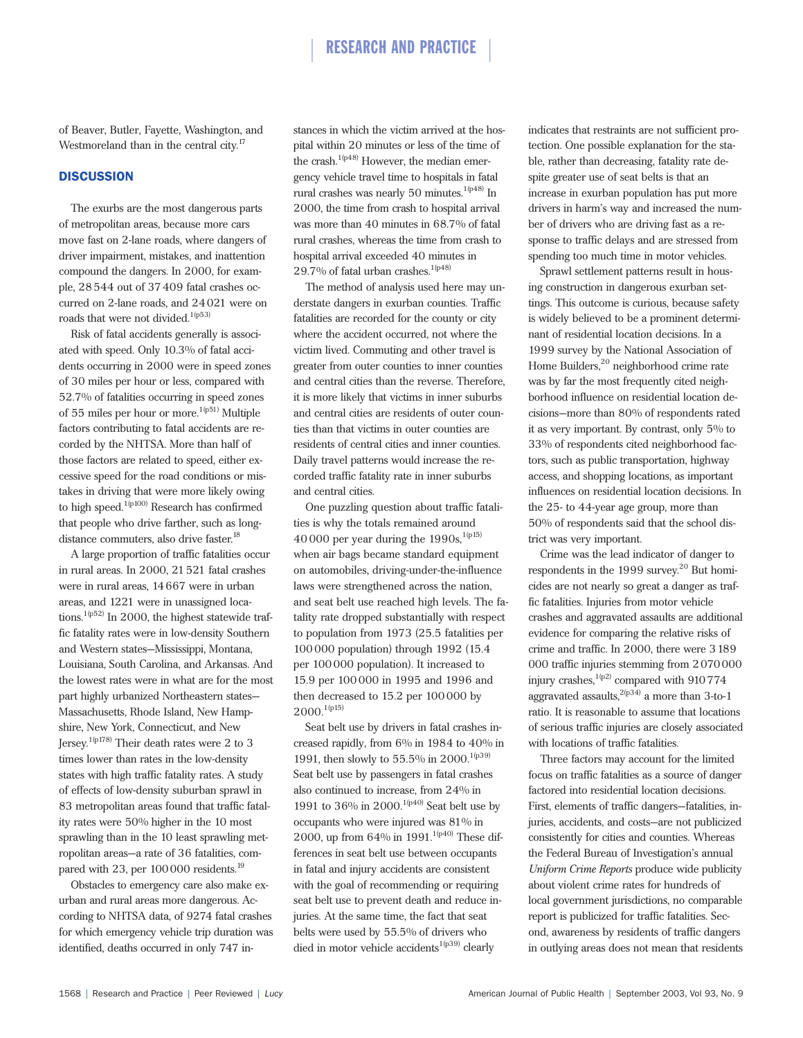of Beaver, Butler, Fayette, Washington, and Westmoreland than in the central city.[17]

## DISCUSSION

The exurbs are the most dangerous parts of metropolitan areas, because more cars move fast on 2-lane roads, where dangers of driver impairment, mistakes, and inattention compound the dangers. In 2000, for example, 28 544 out of 37 409 fatal crashes occurred on 2-lane roads, and 24 021 were on roads that were not divided.[1(p53)]

Risk of fatal accidents generally is associated with speed. Only 10.3% of fatal accidents occurring in 2000 were in speed zones of 30 miles per hour or less, compared with 52.7% of fatalities occurring in speed zones of 55 miles per hour or more.[1(p51)] Multiple factors contributing to fatal accidents are recorded by the NHTSA. More than half of those factors are related to speed, either excessive speed for the road conditions or mistakes in driving that were more likely owing to high speed.[1(p100)] Research has confirmed that people who drive farther, such as long-distance commuters, also drive faster.[18]

A large proportion of traffic fatalities occur in rural areas. In 2000, 21 521 fatal crashes were in rural areas, 14 667 were in urban areas, and 1221 were in unassigned locations.[1(p52)] In 2000, the highest statewide traffic fatality rates were in low-density Southern and Western states—Mississippi, Montana, Louisiana, South Carolina, and Arkansas. And the lowest rates were in what are for the most part highly urbanized Northeastern states—Massachusetts, Rhode Island, New Hampshire, New York, Connecticut, and New Jersey.[1(p178)] Their death rates were 2 to 3 times lower than rates in the low-density states with high traffic fatality rates. A study of effects of low-density suburban sprawl in 83 metropolitan areas found that traffic fatality rates were 50% higher in the 10 most sprawling than in the 10 least sprawling metropolitan areas—a rate of 36 fatalities, compared with 23, per 100 000 residents.[19]

Obstacles to emergency care also make exurban and rural areas more dangerous. According to NHTSA data, of 9274 fatal crashes for which emergency vehicle trip duration was identified, deaths occurred in only 747 instances in which the victim arrived at the hospital within 20 minutes or less of the time of the crash.[1(p48)] However, the median emergency vehicle travel time to hospitals in fatal rural crashes was nearly 50 minutes.[1(p48)] In 2000, the time from crash to hospital arrival was more than 40 minutes in 68.7% of fatal rural crashes, whereas the time from crash to hospital arrival exceeded 40 minutes in 29.7% of fatal urban crashes.[1(p48)]

The method of analysis used here may understate dangers in exurban counties. Traffic fatalities are recorded for the county or city where the accident occurred, not where the victim lived. Commuting and other travel is greater from outer counties to inner counties and central cities than the reverse. Therefore, it is more likely that victims in inner suburbs and central cities are residents of outer counties than that victims in outer counties are residents of central cities and inner counties. Daily travel patterns would increase the recorded traffic fatality rate in inner suburbs and central cities.

One puzzling question about traffic fatalities is why the totals remained around 40 000 per year during the 1990s,[1(p15)] when air bags became standard equipment on automobiles, driving-under-the-influence laws were strengthened across the nation, and seat belt use reached high levels. The fatality rate dropped substantially with respect to population from 1973 (25.5 fatalities per 100 000 population) through 1992 (15.4 per 100 000 population). It increased to 15.9 per 100 000 in 1995 and 1996 and then decreased to 15.2 per 100 000 by 2000.[1(p15)]

Seat belt use by drivers in fatal crashes increased rapidly, from 6% in 1984 to 40% in 1991, then slowly to 55.5% in 2000.[1(p39)] Seat belt use by passengers in fatal crashes also continued to increase, from 24% in 1991 to 36% in 2000.[1(p40)] Seat belt use by occupants who were injured was 81% in 2000, up from 64% in 1991.[1(p40)] These differences in seat belt use between occupants in fatal and injury accidents are consistent with the goal of recommending or requiring seat belt use to prevent death and reduce injuries. At the same time, the fact that seat belts were used by 55.5% of drivers who died in motor vehicle accidents[1(p39)] clearly indicates that restraints are not sufficient protection. One possible explanation for the stable, rather than decreasing, fatality rate despite greater use of seat belts is that an increase in exurban population has put more drivers in harm's way and increased the number of drivers who are driving fast as a response to traffic delays and are stressed from spending too much time in motor vehicles.

Sprawl settlement patterns result in housing construction in dangerous exurban settings. This outcome is curious, because safety is widely believed to be a prominent determinant of residential location decisions. In a 1999 survey by the National Association of Home Builders,[20] neighborhood crime rate was by far the most frequently cited neighborhood influence on residential location decisions—more than 80% of respondents rated it as very important. By contrast, only 5% to 33% of respondents cited neighborhood factors, such as public transportation, highway access, and shopping locations, as important influences on residential location decisions. In the 25- to 44-year age group, more than 50% of respondents said that the school district was very important.

Crime was the lead indicator of danger to respondents in the 1999 survey.[20] But homicides are not nearly so great a danger as traffic fatalities. Injuries from motor vehicle crashes and aggravated assaults are additional evidence for comparing the relative risks of crime and traffic. In 2000, there were 3 189 000 traffic injuries stemming from 2 070 000 injury crashes,[1(p2)] compared with 910 774 aggravated assaults,[2(p34)] a more than 3-to-1 ratio. It is reasonable to assume that locations of serious traffic injuries are closely associated with locations of traffic fatalities.

Three factors may account for the limited focus on traffic fatalities as a source of danger factored into residential location decisions. First, elements of traffic dangers—fatalities, injuries, accidents, and costs—are not publicized consistently for cities and counties. Whereas the Federal Bureau of Investigation's annual *Uniform Crime Reports* produce wide publicity about violent crime rates for hundreds of local government jurisdictions, no comparable report is publicized for traffic fatalities. Second, awareness by residents of traffic dangers in outlying areas does not mean that residents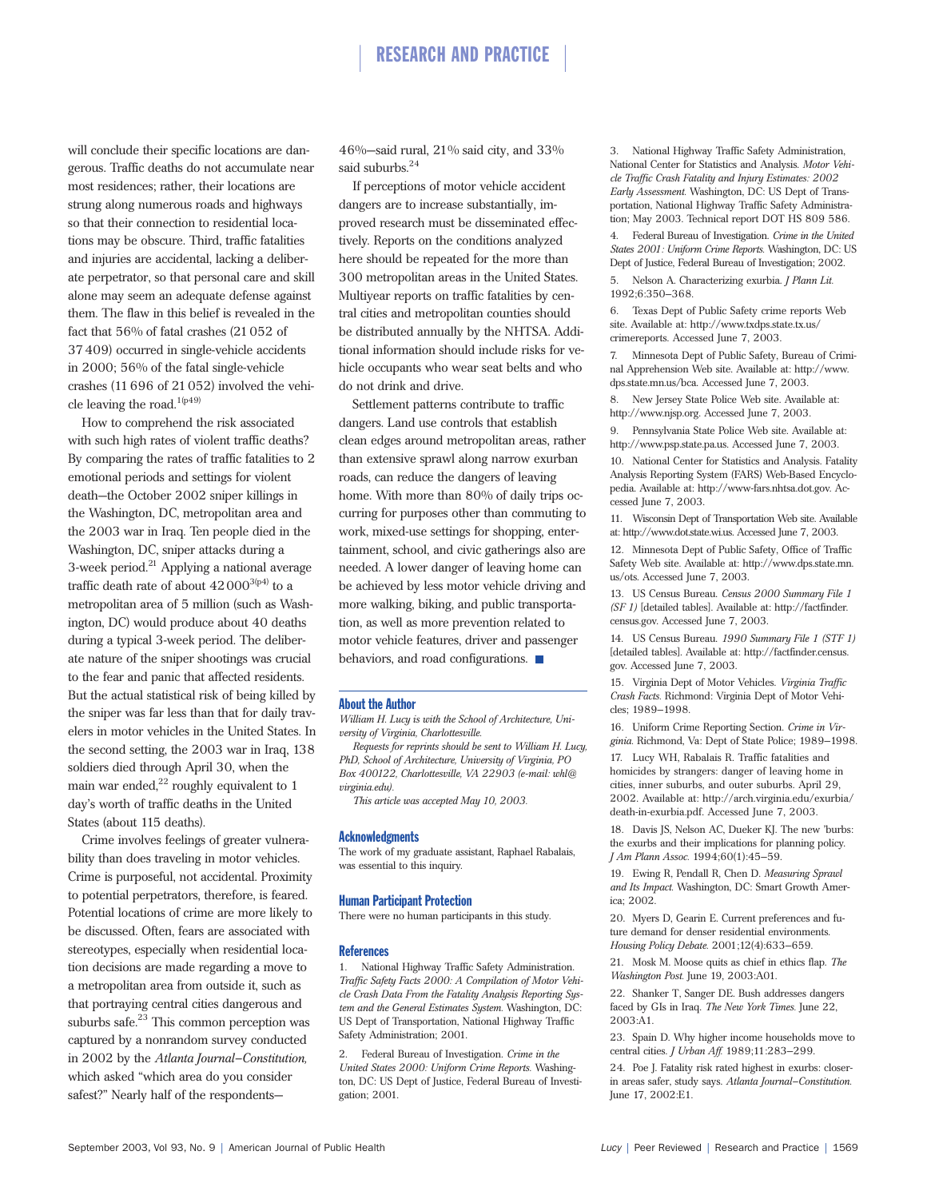will conclude their specific locations are dangerous. Traffic deaths do not accumulate near most residences; rather, their locations are strung along numerous roads and highways so that their connection to residential locations may be obscure. Third, traffic fatalities and injuries are accidental, lacking a deliberate perpetrator, so that personal care and skill alone may seem an adequate defense against them. The flaw in this belief is revealed in the fact that 56% of fatal crashes (21 052 of 37 409) occurred in single-vehicle accidents in 2000; 56% of the fatal single-vehicle crashes (11 696 of 21 052) involved the vehicle leaving the road.[1(p49)]

How to comprehend the risk associated with such high rates of violent traffic deaths? By comparing the rates of traffic fatalities to 2 emotional periods and settings for violent death—the October 2002 sniper killings in the Washington, DC, metropolitan area and the 2003 war in Iraq. Ten people died in the Washington, DC, sniper attacks during a 3-week period.[21] Applying a national average traffic death rate of about 42 000[3(p4)] to a metropolitan area of 5 million (such as Washington, DC) would produce about 40 deaths during a typical 3-week period. The deliberate nature of the sniper shootings was crucial to the fear and panic that affected residents. But the actual statistical risk of being killed by the sniper was far less than that for daily travelers in motor vehicles in the United States. In the second setting, the 2003 war in Iraq, 138 soldiers died through April 30, when the main war ended,[22] roughly equivalent to 1 day's worth of traffic deaths in the United States (about 115 deaths).

Crime involves feelings of greater vulnerability than does traveling in motor vehicles. Crime is purposeful, not accidental. Proximity to potential perpetrators, therefore, is feared. Potential locations of crime are more likely to be discussed. Often, fears are associated with stereotypes, especially when residential location decisions are made regarding a move to a metropolitan area from outside it, such as that portraying central cities dangerous and suburbs safe.[23] This common perception was captured by a nonrandom survey conducted in 2002 by the *Atlanta Journal–Constitution,* which asked "which area do you consider safest?" Nearly half of the respondents—46%—said rural, 21% said city, and 33% said suburbs.[24]

If perceptions of motor vehicle accident dangers are to increase substantially, improved research must be disseminated effectively. Reports on the conditions analyzed here should be repeated for the more than 300 metropolitan areas in the United States. Multiyear reports on traffic fatalities by central cities and metropolitan counties should be distributed annually by the NHTSA. Additional information should include risks for vehicle occupants who wear seat belts and who do not drink and drive.

Settlement patterns contribute to traffic dangers. Land use controls that establish clean edges around metropolitan areas, rather than extensive sprawl along narrow exurban roads, can reduce the dangers of leaving home. With more than 80% of daily trips occurring for purposes other than commuting to work, mixed-use settings for shopping, entertainment, school, and civic gatherings also are needed. A lower danger of leaving home can be achieved by less motor vehicle driving and more walking, biking, and public transportation, as well as more prevention related to motor vehicle features, driver and passenger behaviors, and road configurations. ■

## About the Author

*William H. Lucy is with the School of Architecture, University of Virginia, Charlottesville.*

*Requests for reprints should be sent to William H. Lucy, PhD, School of Architecture, University of Virginia, PO Box 400122, Charlottesville, VA 22903 (e-mail: whl@virginia.edu).*

*This article was accepted May 10, 2003.*

## Acknowledgments

The work of my graduate assistant, Raphael Rabalais, was essential to this inquiry.

## Human Participant Protection

There were no human participants in this study.

## References

1. National Highway Traffic Safety Administration. *Traffic Safety Facts 2000: A Compilation of Motor Vehicle Crash Data From the Fatality Analysis Reporting System and the General Estimates System.* Washington, DC: US Dept of Transportation, National Highway Traffic Safety Administration; 2001.
2. Federal Bureau of Investigation. *Crime in the United States 2000: Uniform Crime Reports.* Washington, DC: US Dept of Justice, Federal Bureau of Investigation; 2001.
3. National Highway Traffic Safety Administration, National Center for Statistics and Analysis. *Motor Vehicle Traffic Crash Fatality and Injury Estimates: 2002 Early Assessment.* Washington, DC: US Dept of Transportation, National Highway Traffic Safety Administration; May 2003. Technical report DOT HS 809 586.
4. Federal Bureau of Investigation. *Crime in the United States 2001: Uniform Crime Reports.* Washington, DC: US Dept of Justice, Federal Bureau of Investigation; 2002.
5. Nelson A. Characterizing exurbia. *J Plann Lit.* 1992;6:350–368.
6. Texas Dept of Public Safety crime reports Web site. Available at: http://www.txdps.state.tx.us/crimereports. Accessed June 7, 2003.
7. Minnesota Dept of Public Safety, Bureau of Criminal Apprehension Web site. Available at: http://www.dps.state.mn.us/bca. Accessed June 7, 2003.
8. New Jersey State Police Web site. Available at: http://www.njsp.org. Accessed June 7, 2003.
9. Pennsylvania State Police Web site. Available at: http://www.psp.state.pa.us. Accessed June 7, 2003.
10. National Center for Statistics and Analysis. Fatality Analysis Reporting System (FARS) Web-Based Encyclopedia. Available at: http://www-fars.nhtsa.dot.gov. Accessed June 7, 2003.
11. Wisconsin Dept of Transportation Web site. Available at: http://www.dot.state.wi.us. Accessed June 7, 2003.
12. Minnesota Dept of Public Safety, Office of Traffic Safety Web site. Available at: http://www.dps.state.mn.us/ots. Accessed June 7, 2003.
13. US Census Bureau. *Census 2000 Summary File 1 (SF 1)* [detailed tables]. Available at: http://factfinder.census.gov. Accessed June 7, 2003.
14. US Census Bureau. *1990 Summary File 1 (STF 1)* [detailed tables]. Available at: http://factfinder.census.gov. Accessed June 7, 2003.
15. Virginia Dept of Motor Vehicles. *Virginia Traffic Crash Facts.* Richmond: Virginia Dept of Motor Vehicles; 1989–1998.
16. Uniform Crime Reporting Section. *Crime in Virginia.* Richmond, Va: Dept of State Police; 1989–1998.
17. Lucy WH, Rabalais R. Traffic fatalities and homicides by strangers: danger of leaving home in cities, inner suburbs, and outer suburbs. April 29, 2002. Available at: http://arch.virginia.edu/exurbia/death-in-exurbia.pdf. Accessed June 7, 2003.
18. Davis JS, Nelson AC, Dueker KJ. The new 'burbs: the exurbs and their implications for planning policy. *J Am Plann Assoc.* 1994;60(1):45–59.
19. Ewing R, Pendall R, Chen D. *Measuring Sprawl and Its Impact.* Washington, DC: Smart Growth America; 2002.
20. Myers D, Gearin E. Current preferences and future demand for denser residential environments. *Housing Policy Debate.* 2001;12(4):633–659.
21. Mosk M. Moose quits as chief in ethics flap. *The Washington Post.* June 19, 2003:A01.
22. Shanker T, Sanger DE. Bush addresses dangers faced by GIs in Iraq. *The New York Times.* June 22, 2003:A1.
23. Spain D. Why higher income households move to central cities. *J Urban Aff.* 1989;11:283–299.
24. Poe J. Fatality risk rated highest in exurbs: closer-in areas safer, study says. *Atlanta Journal–Constitution.* June 17, 2002:E1.